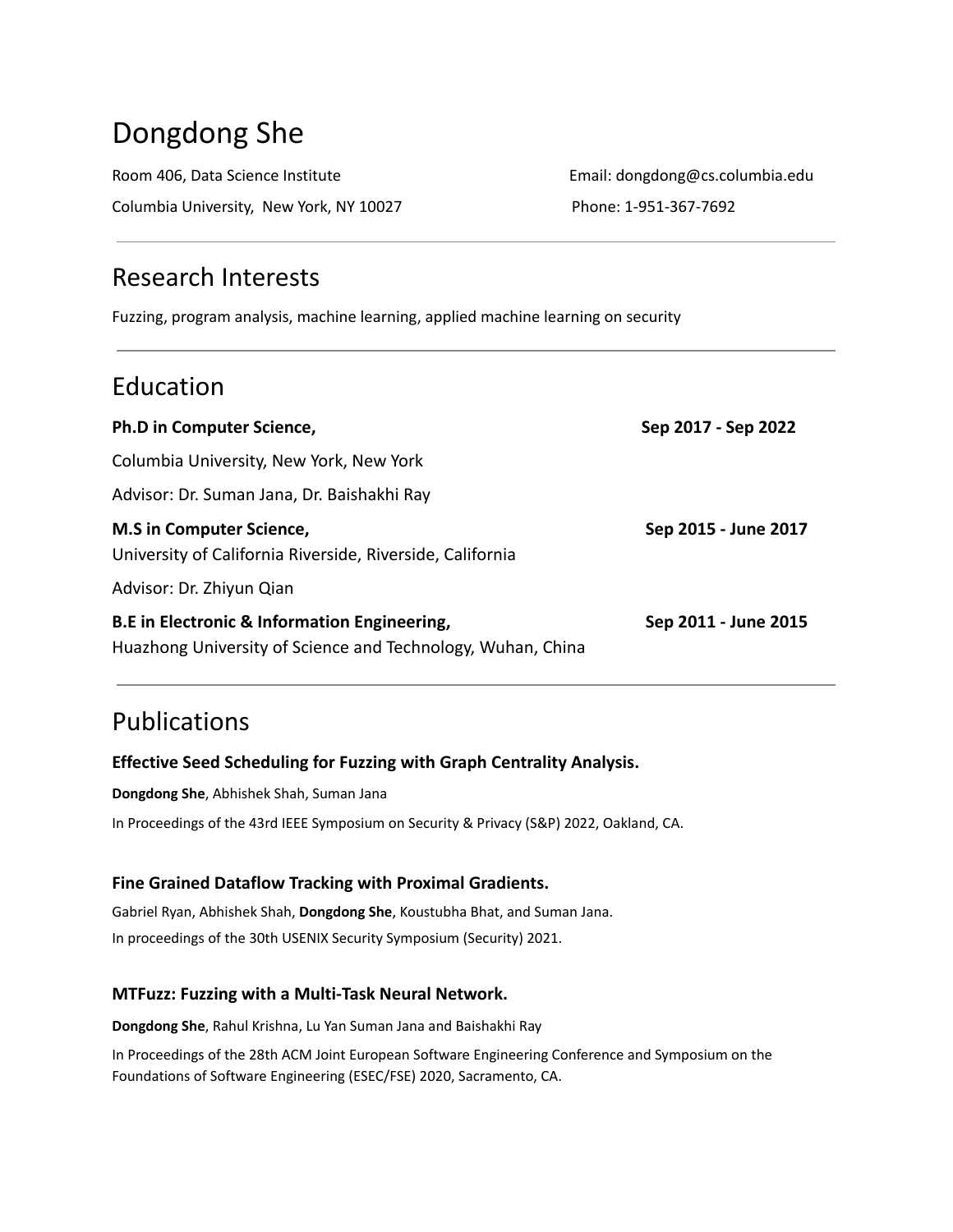# Dongdong She

Room 406, Data Science Institute
Columbia University, New York, NY 10027

Email: dongdong@cs.columbia.edu
Phone: 1-951-367-7692

---

## Research Interests

Fuzzing, program analysis, machine learning, applied machine learning on security

---

## Education

**Ph.D in Computer Science,** **Sep 2017 - Sep 2022**

Columbia University, New York, New York

Advisor: Dr. Suman Jana, Dr. Baishakhi Ray

**M.S in Computer Science,** **Sep 2015 - June 2017**
University of California Riverside, Riverside, California

Advisor: Dr. Zhiyun Qian

**B.E in Electronic & Information Engineering,** **Sep 2011 - June 2015**
Huazhong University of Science and Technology, Wuhan, China

---

## Publications

**Effective Seed Scheduling for Fuzzing with Graph Centrality Analysis.**

**Dongdong She**, Abhishek Shah, Suman Jana

In Proceedings of the 43rd IEEE Symposium on Security & Privacy (S&P) 2022, Oakland, CA.

**Fine Grained Dataflow Tracking with Proximal Gradients.**

Gabriel Ryan, Abhishek Shah, **Dongdong She**, Koustubha Bhat, and Suman Jana.
In proceedings of the 30th USENIX Security Symposium (Security) 2021.

**MTFuzz: Fuzzing with a Multi-Task Neural Network.**

**Dongdong She**, Rahul Krishna, Lu Yan Suman Jana and Baishakhi Ray

In Proceedings of the 28th ACM Joint European Software Engineering Conference and Symposium on the Foundations of Software Engineering (ESEC/FSE) 2020, Sacramento, CA.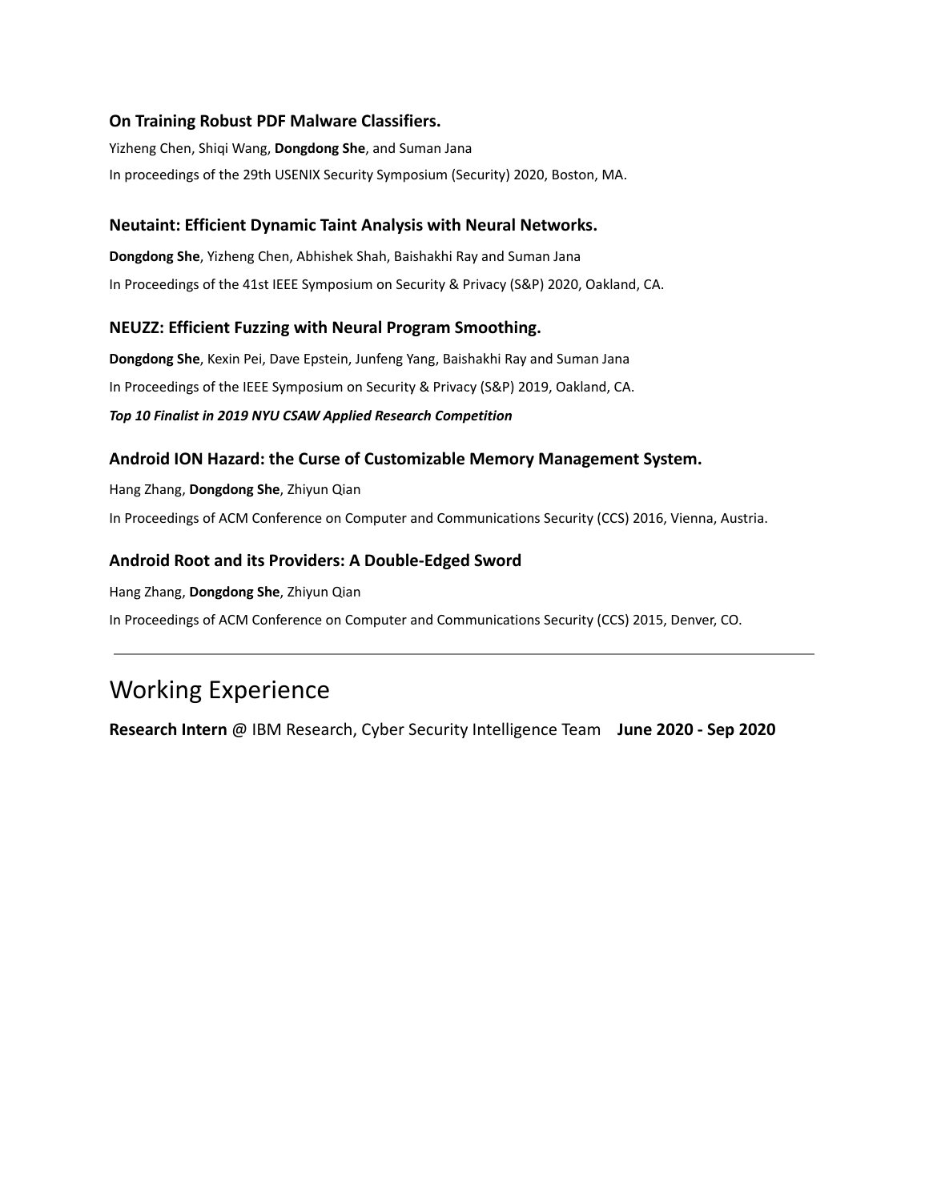### On Training Robust PDF Malware Classifiers.

Yizheng Chen, Shiqi Wang, **Dongdong She**, and Suman Jana

In proceedings of the 29th USENIX Security Symposium (Security) 2020, Boston, MA.

### Neutaint: Efficient Dynamic Taint Analysis with Neural Networks.

**Dongdong She**, Yizheng Chen, Abhishek Shah, Baishakhi Ray and Suman Jana

In Proceedings of the 41st IEEE Symposium on Security & Privacy (S&P) 2020, Oakland, CA.

### NEUZZ: Efficient Fuzzing with Neural Program Smoothing.

**Dongdong She**, Kexin Pei, Dave Epstein, Junfeng Yang, Baishakhi Ray and Suman Jana

In Proceedings of the IEEE Symposium on Security & Privacy (S&P) 2019, Oakland, CA.

***Top 10 Finalist in 2019 NYU CSAW Applied Research Competition***

### Android ION Hazard: the Curse of Customizable Memory Management System.

Hang Zhang, **Dongdong She**, Zhiyun Qian

In Proceedings of ACM Conference on Computer and Communications Security (CCS) 2016, Vienna, Austria.

### Android Root and its Providers: A Double-Edged Sword

Hang Zhang, **Dongdong She**, Zhiyun Qian

In Proceedings of ACM Conference on Computer and Communications Security (CCS) 2015, Denver, CO.

---

## Working Experience

**Research Intern** @ IBM Research, Cyber Security Intelligence Team **June 2020 - Sep 2020**